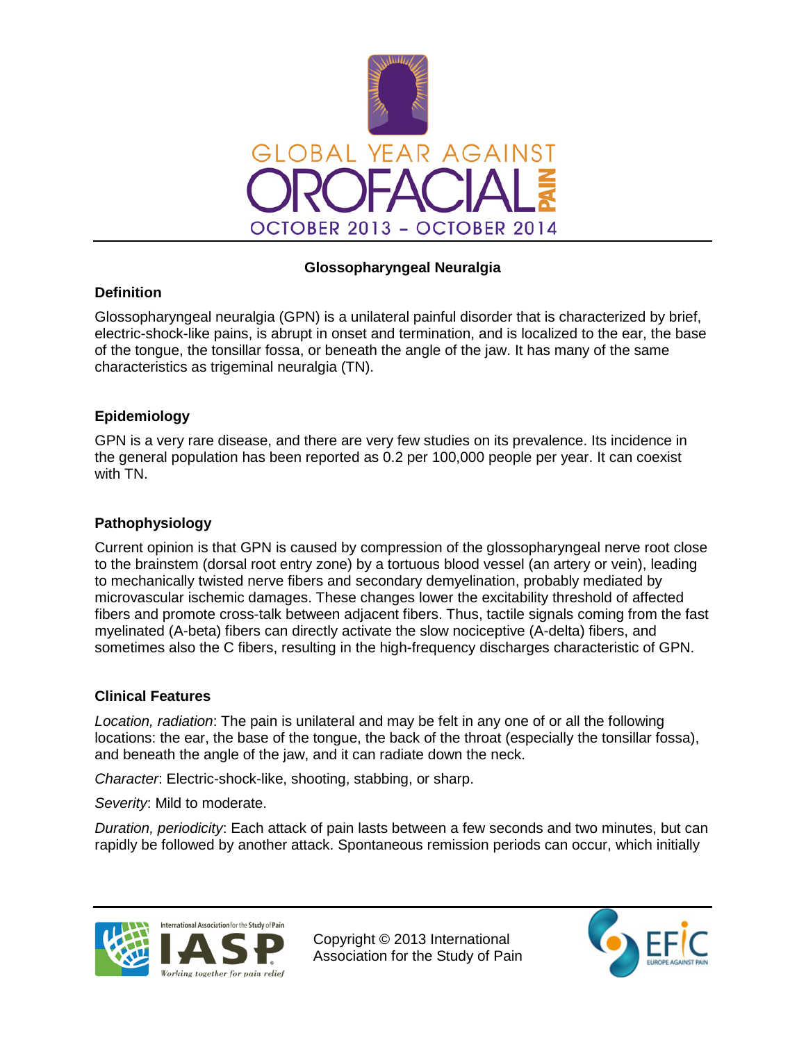GLOBAL YEAR AGAINST OROFACIAL PAIN

OCTOBER 2013 – OCTOBER 2014

# Glossopharyngeal Neuralgia

## Definition

Glossopharyngeal neuralgia (GPN) is a unilateral painful disorder that is characterized by brief, electric-shock-like pains, is abrupt in onset and termination, and is localized to the ear, the base of the tongue, the tonsillar fossa, or beneath the angle of the jaw. It has many of the same characteristics as trigeminal neuralgia (TN).

## Epidemiology

GPN is a very rare disease, and there are very few studies on its prevalence. Its incidence in the general population has been reported as 0.2 per 100,000 people per year. It can coexist with TN.

## Pathophysiology

Current opinion is that GPN is caused by compression of the glossopharyngeal nerve root close to the brainstem (dorsal root entry zone) by a tortuous blood vessel (an artery or vein), leading to mechanically twisted nerve fibers and secondary demyelination, probably mediated by microvascular ischemic damages. These changes lower the excitability threshold of affected fibers and promote cross-talk between adjacent fibers. Thus, tactile signals coming from the fast myelinated (A-beta) fibers can directly activate the slow nociceptive (A-delta) fibers, and sometimes also the C fibers, resulting in the high-frequency discharges characteristic of GPN.

## Clinical Features

*Location, radiation*: The pain is unilateral and may be felt in any one of or all the following locations: the ear, the base of the tongue, the back of the throat (especially the tonsillar fossa), and beneath the angle of the jaw, and it can radiate down the neck.

*Character*: Electric-shock-like, shooting, stabbing, or sharp.

*Severity*: Mild to moderate.

*Duration, periodicity*: Each attack of pain lasts between a few seconds and two minutes, but can rapidly be followed by another attack. Spontaneous remission periods can occur, which initially

Copyright © 2013 International Association for the Study of Pain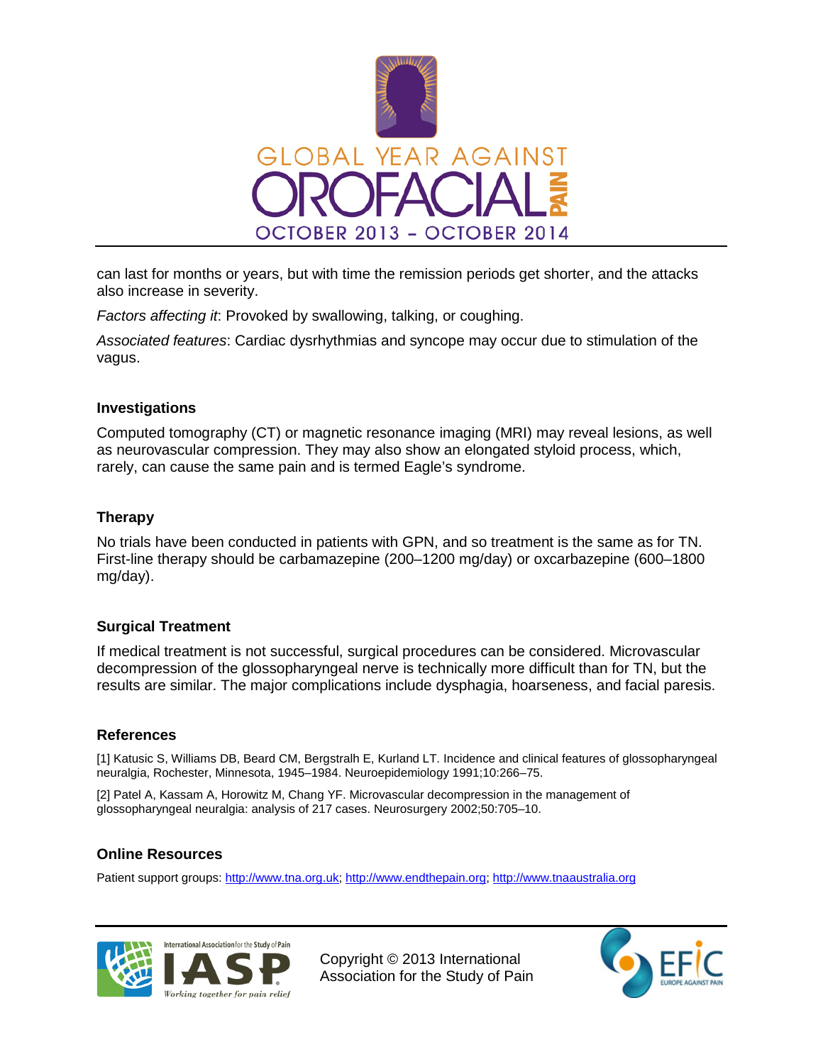can last for months or years, but with time the remission periods get shorter, and the attacks also increase in severity.

*Factors affecting it*: Provoked by swallowing, talking, or coughing.

*Associated features*: Cardiac dysrhythmias and syncope may occur due to stimulation of the vagus.

### Investigations

Computed tomography (CT) or magnetic resonance imaging (MRI) may reveal lesions, as well as neurovascular compression. They may also show an elongated styloid process, which, rarely, can cause the same pain and is termed Eagle's syndrome.

### Therapy

No trials have been conducted in patients with GPN, and so treatment is the same as for TN. First-line therapy should be carbamazepine (200–1200 mg/day) or oxcarbazepine (600–1800 mg/day).

### Surgical Treatment

If medical treatment is not successful, surgical procedures can be considered. Microvascular decompression of the glossopharyngeal nerve is technically more difficult than for TN, but the results are similar. The major complications include dysphagia, hoarseness, and facial paresis.

### References

[1] Katusic S, Williams DB, Beard CM, Bergstralh E, Kurland LT. Incidence and clinical features of glossopharyngeal neuralgia, Rochester, Minnesota, 1945–1984. Neuroepidemiology 1991;10:266–75.

[2] Patel A, Kassam A, Horowitz M, Chang YF. Microvascular decompression in the management of glossopharyngeal neuralgia: analysis of 217 cases. Neurosurgery 2002;50:705–10.

### Online Resources

Patient support groups: http://www.tna.org.uk; http://www.endthepain.org; http://www.tnaaustralia.org

Copyright © 2013 International Association for the Study of Pain